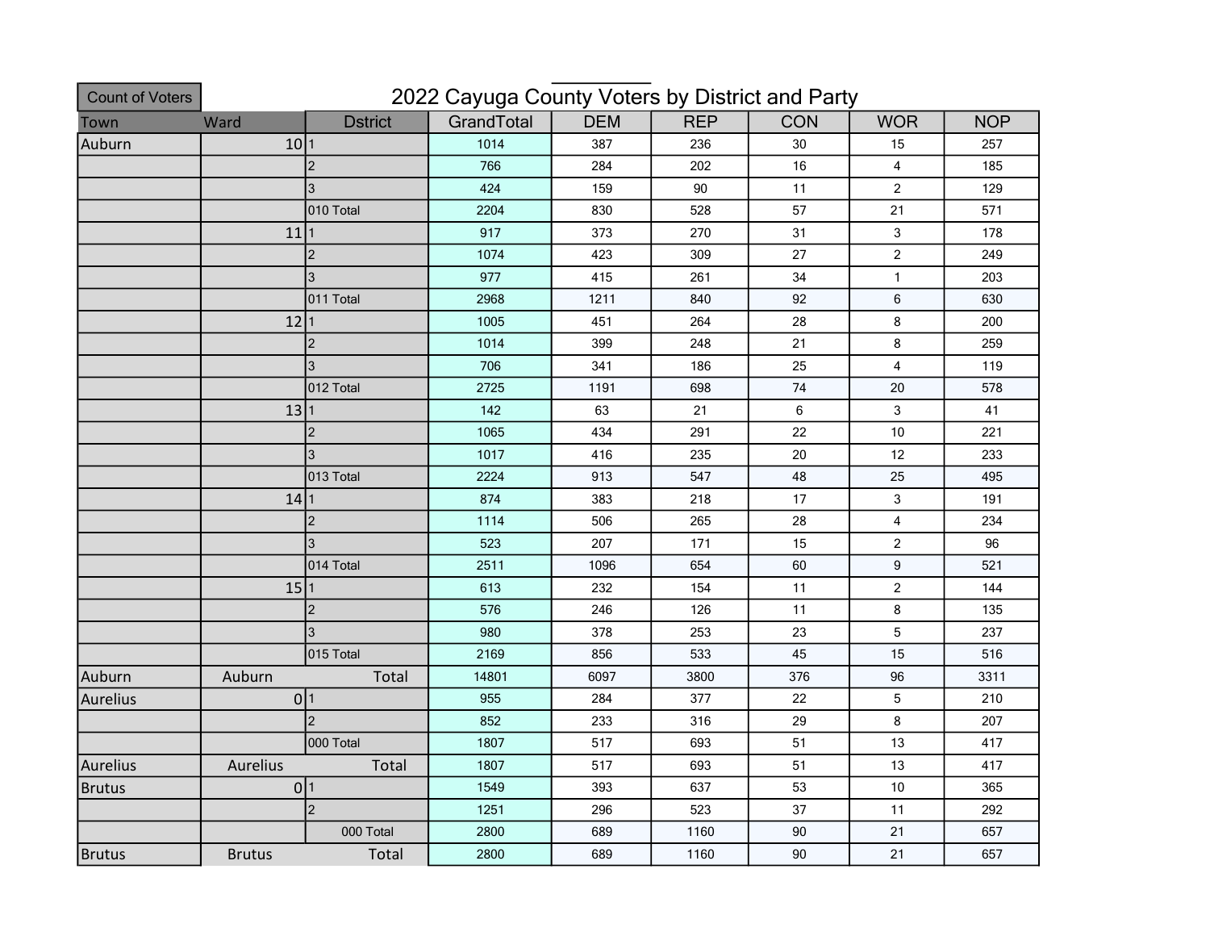# 2022 Cayuga County Voters by District and Party

Count of Voters

| Town | Ward | Dstrict | GrandTotal | DEM | REP | CON | WOR | NOP |
|---|---|---|---|---|---|---|---|---|
| Auburn | 10 | 1 | 1014 | 387 | 236 | 30 | 15 | 257 |
| | | 2 | 766 | 284 | 202 | 16 | 4 | 185 |
| | | 3 | 424 | 159 | 90 | 11 | 2 | 129 |
| | | 010 Total | 2204 | 830 | 528 | 57 | 21 | 571 |
| | 11 | 1 | 917 | 373 | 270 | 31 | 3 | 178 |
| | | 2 | 1074 | 423 | 309 | 27 | 2 | 249 |
| | | 3 | 977 | 415 | 261 | 34 | 1 | 203 |
| | | 011 Total | 2968 | 1211 | 840 | 92 | 6 | 630 |
| | 12 | 1 | 1005 | 451 | 264 | 28 | 8 | 200 |
| | | 2 | 1014 | 399 | 248 | 21 | 8 | 259 |
| | | 3 | 706 | 341 | 186 | 25 | 4 | 119 |
| | | 012 Total | 2725 | 1191 | 698 | 74 | 20 | 578 |
| | 13 | 1 | 142 | 63 | 21 | 6 | 3 | 41 |
| | | 2 | 1065 | 434 | 291 | 22 | 10 | 221 |
| | | 3 | 1017 | 416 | 235 | 20 | 12 | 233 |
| | | 013 Total | 2224 | 913 | 547 | 48 | 25 | 495 |
| | 14 | 1 | 874 | 383 | 218 | 17 | 3 | 191 |
| | | 2 | 1114 | 506 | 265 | 28 | 4 | 234 |
| | | 3 | 523 | 207 | 171 | 15 | 2 | 96 |
| | | 014 Total | 2511 | 1096 | 654 | 60 | 9 | 521 |
| | 15 | 1 | 613 | 232 | 154 | 11 | 2 | 144 |
| | | 2 | 576 | 246 | 126 | 11 | 8 | 135 |
| | | 3 | 980 | 378 | 253 | 23 | 5 | 237 |
| | | 015 Total | 2169 | 856 | 533 | 45 | 15 | 516 |
| Auburn | Auburn | Total | 14801 | 6097 | 3800 | 376 | 96 | 3311 |
| Aurelius | 0 | 1 | 955 | 284 | 377 | 22 | 5 | 210 |
| | | 2 | 852 | 233 | 316 | 29 | 8 | 207 |
| | | 000 Total | 1807 | 517 | 693 | 51 | 13 | 417 |
| Aurelius | Aurelius | Total | 1807 | 517 | 693 | 51 | 13 | 417 |
| Brutus | 0 | 1 | 1549 | 393 | 637 | 53 | 10 | 365 |
| | | 2 | 1251 | 296 | 523 | 37 | 11 | 292 |
| | | 000 Total | 2800 | 689 | 1160 | 90 | 21 | 657 |
| Brutus | Brutus | Total | 2800 | 689 | 1160 | 90 | 21 | 657 |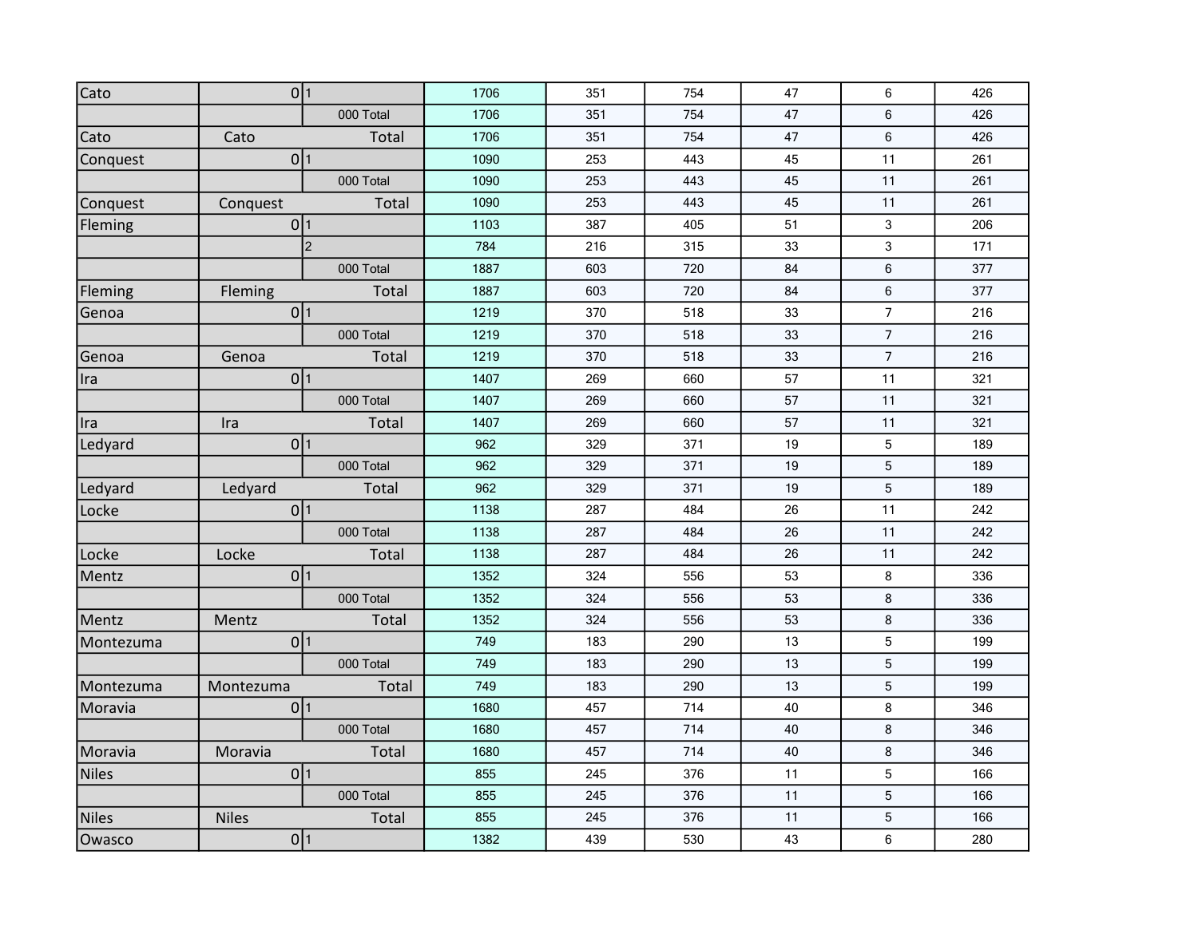| | | | | | | | | |
|---|---|---|---|---|---|---|---|---|
| Cato | 0 | 1 | 1706 | 351 | 754 | 47 | 6 | 426 |
| | | 000 Total | 1706 | 351 | 754 | 47 | 6 | 426 |
| Cato | Cato | Total | 1706 | 351 | 754 | 47 | 6 | 426 |
| Conquest | 0 | 1 | 1090 | 253 | 443 | 45 | 11 | 261 |
| | | 000 Total | 1090 | 253 | 443 | 45 | 11 | 261 |
| Conquest | Conquest | Total | 1090 | 253 | 443 | 45 | 11 | 261 |
| Fleming | 0 | 1 | 1103 | 387 | 405 | 51 | 3 | 206 |
| | | 2 | 784 | 216 | 315 | 33 | 3 | 171 |
| | | 000 Total | 1887 | 603 | 720 | 84 | 6 | 377 |
| Fleming | Fleming | Total | 1887 | 603 | 720 | 84 | 6 | 377 |
| Genoa | 0 | 1 | 1219 | 370 | 518 | 33 | 7 | 216 |
| | | 000 Total | 1219 | 370 | 518 | 33 | 7 | 216 |
| Genoa | Genoa | Total | 1219 | 370 | 518 | 33 | 7 | 216 |
| Ira | 0 | 1 | 1407 | 269 | 660 | 57 | 11 | 321 |
| | | 000 Total | 1407 | 269 | 660 | 57 | 11 | 321 |
| Ira | Ira | Total | 1407 | 269 | 660 | 57 | 11 | 321 |
| Ledyard | 0 | 1 | 962 | 329 | 371 | 19 | 5 | 189 |
| | | 000 Total | 962 | 329 | 371 | 19 | 5 | 189 |
| Ledyard | Ledyard | Total | 962 | 329 | 371 | 19 | 5 | 189 |
| Locke | 0 | 1 | 1138 | 287 | 484 | 26 | 11 | 242 |
| | | 000 Total | 1138 | 287 | 484 | 26 | 11 | 242 |
| Locke | Locke | Total | 1138 | 287 | 484 | 26 | 11 | 242 |
| Mentz | 0 | 1 | 1352 | 324 | 556 | 53 | 8 | 336 |
| | | 000 Total | 1352 | 324 | 556 | 53 | 8 | 336 |
| Mentz | Mentz | Total | 1352 | 324 | 556 | 53 | 8 | 336 |
| Montezuma | 0 | 1 | 749 | 183 | 290 | 13 | 5 | 199 |
| | | 000 Total | 749 | 183 | 290 | 13 | 5 | 199 |
| Montezuma | Montezuma | Total | 749 | 183 | 290 | 13 | 5 | 199 |
| Moravia | 0 | 1 | 1680 | 457 | 714 | 40 | 8 | 346 |
| | | 000 Total | 1680 | 457 | 714 | 40 | 8 | 346 |
| Moravia | Moravia | Total | 1680 | 457 | 714 | 40 | 8 | 346 |
| Niles | 0 | 1 | 855 | 245 | 376 | 11 | 5 | 166 |
| | | 000 Total | 855 | 245 | 376 | 11 | 5 | 166 |
| Niles | Niles | Total | 855 | 245 | 376 | 11 | 5 | 166 |
| Owasco | 0 | 1 | 1382 | 439 | 530 | 43 | 6 | 280 |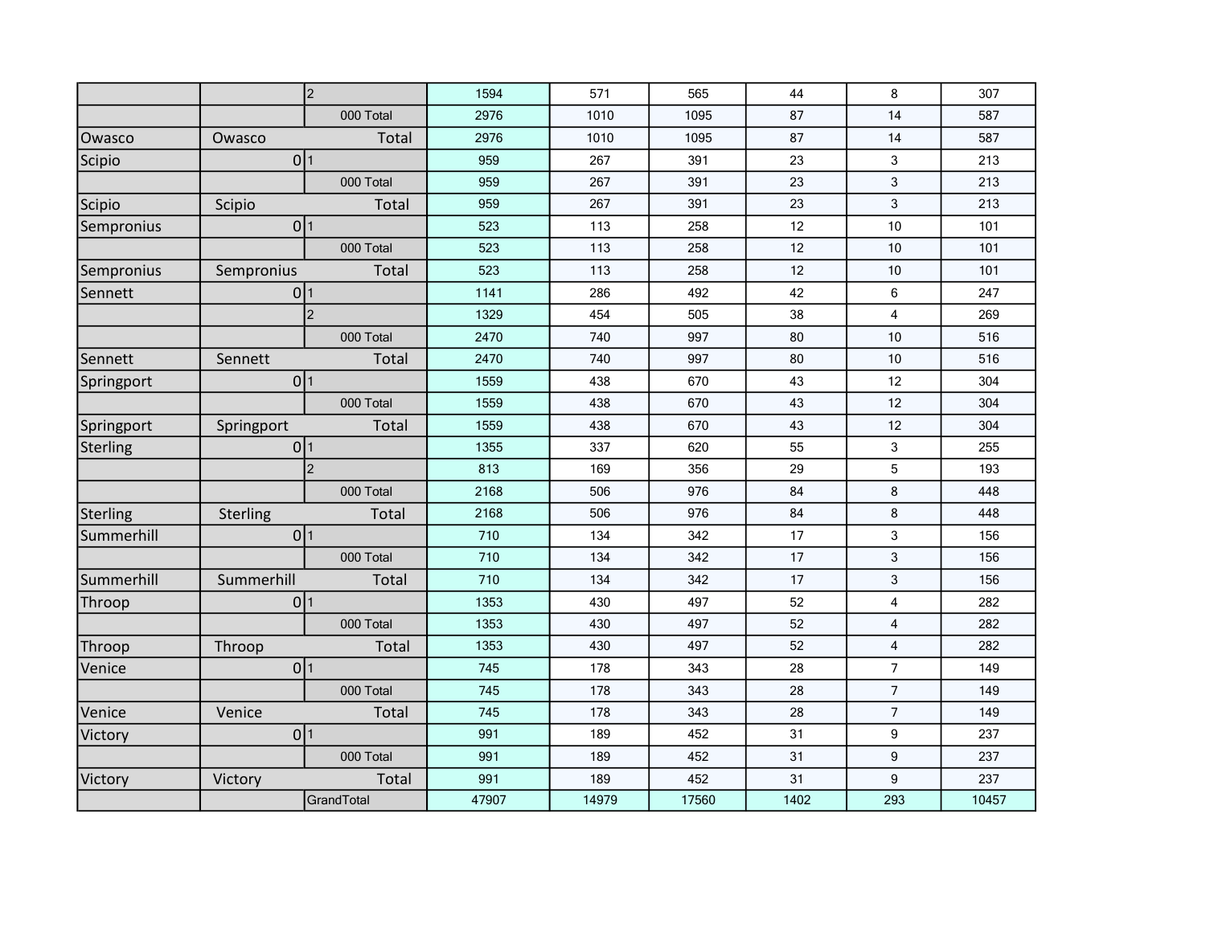| | | | | | | | | |
|---|---|---|---|---|---|---|---|---|
| | | 2 | 1594 | 571 | 565 | 44 | 8 | 307 |
| | | 000 Total | 2976 | 1010 | 1095 | 87 | 14 | 587 |
| Owasco | Owasco | Total | 2976 | 1010 | 1095 | 87 | 14 | 587 |
| Scipio | 0 | 1 | 959 | 267 | 391 | 23 | 3 | 213 |
| | | 000 Total | 959 | 267 | 391 | 23 | 3 | 213 |
| Scipio | Scipio | Total | 959 | 267 | 391 | 23 | 3 | 213 |
| Sempronius | 0 | 1 | 523 | 113 | 258 | 12 | 10 | 101 |
| | | 000 Total | 523 | 113 | 258 | 12 | 10 | 101 |
| Sempronius | Sempronius | Total | 523 | 113 | 258 | 12 | 10 | 101 |
| Sennett | 0 | 1 | 1141 | 286 | 492 | 42 | 6 | 247 |
| | | 2 | 1329 | 454 | 505 | 38 | 4 | 269 |
| | | 000 Total | 2470 | 740 | 997 | 80 | 10 | 516 |
| Sennett | Sennett | Total | 2470 | 740 | 997 | 80 | 10 | 516 |
| Springport | 0 | 1 | 1559 | 438 | 670 | 43 | 12 | 304 |
| | | 000 Total | 1559 | 438 | 670 | 43 | 12 | 304 |
| Springport | Springport | Total | 1559 | 438 | 670 | 43 | 12 | 304 |
| Sterling | 0 | 1 | 1355 | 337 | 620 | 55 | 3 | 255 |
| | | 2 | 813 | 169 | 356 | 29 | 5 | 193 |
| | | 000 Total | 2168 | 506 | 976 | 84 | 8 | 448 |
| Sterling | Sterling | Total | 2168 | 506 | 976 | 84 | 8 | 448 |
| Summerhill | 0 | 1 | 710 | 134 | 342 | 17 | 3 | 156 |
| | | 000 Total | 710 | 134 | 342 | 17 | 3 | 156 |
| Summerhill | Summerhill | Total | 710 | 134 | 342 | 17 | 3 | 156 |
| Throop | 0 | 1 | 1353 | 430 | 497 | 52 | 4 | 282 |
| | | 000 Total | 1353 | 430 | 497 | 52 | 4 | 282 |
| Throop | Throop | Total | 1353 | 430 | 497 | 52 | 4 | 282 |
| Venice | 0 | 1 | 745 | 178 | 343 | 28 | 7 | 149 |
| | | 000 Total | 745 | 178 | 343 | 28 | 7 | 149 |
| Venice | Venice | Total | 745 | 178 | 343 | 28 | 7 | 149 |
| Victory | 0 | 1 | 991 | 189 | 452 | 31 | 9 | 237 |
| | | 000 Total | 991 | 189 | 452 | 31 | 9 | 237 |
| Victory | Victory | Total | 991 | 189 | 452 | 31 | 9 | 237 |
| | | GrandTotal | 47907 | 14979 | 17560 | 1402 | 293 | 10457 |